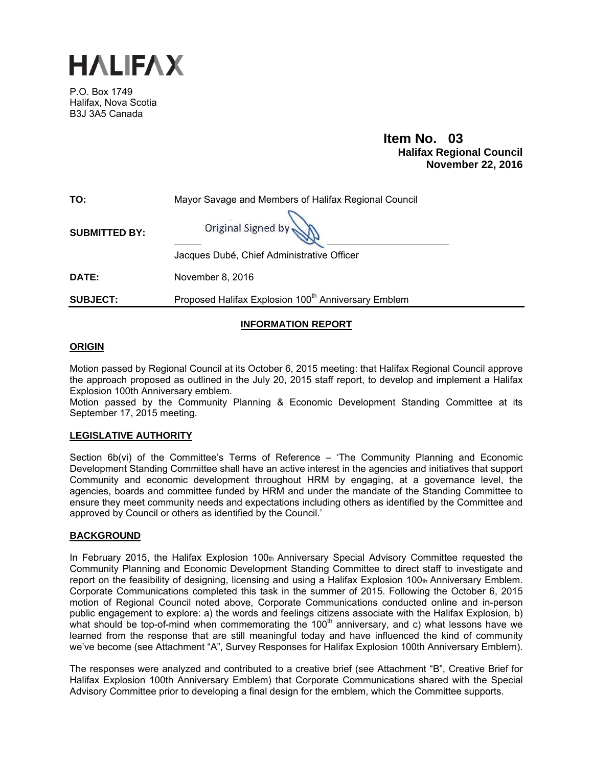# HALIFAX

P.O. Box 1749
Halifax, Nova Scotia
B3J 3A5 Canada

**Item No. 03**
**Halifax Regional Council**
**November 22, 2016**

**TO:** Mayor Savage and Members of Halifax Regional Council

**SUBMITTED BY:** Original Signed by

Jacques Dubé, Chief Administrative Officer

**DATE:** November 8, 2016

**SUBJECT:** Proposed Halifax Explosion 100th Anniversary Emblem

## INFORMATION REPORT

### ORIGIN

Motion passed by Regional Council at its October 6, 2015 meeting: that Halifax Regional Council approve the approach proposed as outlined in the July 20, 2015 staff report, to develop and implement a Halifax Explosion 100th Anniversary emblem.

Motion passed by the Community Planning & Economic Development Standing Committee at its September 17, 2015 meeting.

### LEGISLATIVE AUTHORITY

Section 6b(vi) of the Committee's Terms of Reference – 'The Community Planning and Economic Development Standing Committee shall have an active interest in the agencies and initiatives that support Community and economic development throughout HRM by engaging, at a governance level, the agencies, boards and committee funded by HRM and under the mandate of the Standing Committee to ensure they meet community needs and expectations including others as identified by the Committee and approved by Council or others as identified by the Council.'

### BACKGROUND

In February 2015, the Halifax Explosion 100th Anniversary Special Advisory Committee requested the Community Planning and Economic Development Standing Committee to direct staff to investigate and report on the feasibility of designing, licensing and using a Halifax Explosion 100th Anniversary Emblem. Corporate Communications completed this task in the summer of 2015. Following the October 6, 2015 motion of Regional Council noted above, Corporate Communications conducted online and in-person public engagement to explore: a) the words and feelings citizens associate with the Halifax Explosion, b) what should be top-of-mind when commemorating the 100th anniversary, and c) what lessons have we learned from the response that are still meaningful today and have influenced the kind of community we've become (see Attachment "A", Survey Responses for Halifax Explosion 100th Anniversary Emblem).

The responses were analyzed and contributed to a creative brief (see Attachment "B", Creative Brief for Halifax Explosion 100th Anniversary Emblem) that Corporate Communications shared with the Special Advisory Committee prior to developing a final design for the emblem, which the Committee supports.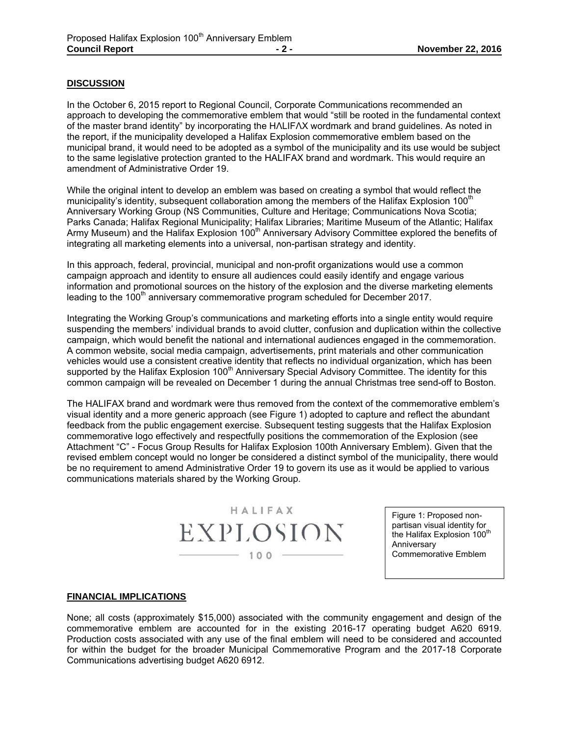## DISCUSSION

In the October 6, 2015 report to Regional Council, Corporate Communications recommended an approach to developing the commemorative emblem that would "still be rooted in the fundamental context of the master brand identity" by incorporating the HΛLIFΛX wordmark and brand guidelines. As noted in the report, if the municipality developed a Halifax Explosion commemorative emblem based on the municipal brand, it would need to be adopted as a symbol of the municipality and its use would be subject to the same legislative protection granted to the HALIFAX brand and wordmark. This would require an amendment of Administrative Order 19.

While the original intent to develop an emblem was based on creating a symbol that would reflect the municipality's identity, subsequent collaboration among the members of the Halifax Explosion 100th Anniversary Working Group (NS Communities, Culture and Heritage; Communications Nova Scotia; Parks Canada; Halifax Regional Municipality; Halifax Libraries; Maritime Museum of the Atlantic; Halifax Army Museum) and the Halifax Explosion 100th Anniversary Advisory Committee explored the benefits of integrating all marketing elements into a universal, non-partisan strategy and identity.

In this approach, federal, provincial, municipal and non-profit organizations would use a common campaign approach and identity to ensure all audiences could easily identify and engage various information and promotional sources on the history of the explosion and the diverse marketing elements leading to the 100th anniversary commemorative program scheduled for December 2017.

Integrating the Working Group's communications and marketing efforts into a single entity would require suspending the members' individual brands to avoid clutter, confusion and duplication within the collective campaign, which would benefit the national and international audiences engaged in the commemoration. A common website, social media campaign, advertisements, print materials and other communication vehicles would use a consistent creative identity that reflects no individual organization, which has been supported by the Halifax Explosion 100th Anniversary Special Advisory Committee. The identity for this common campaign will be revealed on December 1 during the annual Christmas tree send-off to Boston.

The HALIFAX brand and wordmark were thus removed from the context of the commemorative emblem's visual identity and a more generic approach (see Figure 1) adopted to capture and reflect the abundant feedback from the public engagement exercise. Subsequent testing suggests that the Halifax Explosion commemorative logo effectively and respectfully positions the commemoration of the Explosion (see Attachment "C" - Focus Group Results for Halifax Explosion 100th Anniversary Emblem). Given that the revised emblem concept would no longer be considered a distinct symbol of the municipality, there would be no requirement to amend Administrative Order 19 to govern its use as it would be applied to various communications materials shared by the Working Group.

HALIFAX
EXPLOSION
100

Figure 1: Proposed non-partisan visual identity for the Halifax Explosion 100th Anniversary Commemorative Emblem

## FINANCIAL IMPLICATIONS

None; all costs (approximately $15,000) associated with the community engagement and design of the commemorative emblem are accounted for in the existing 2016-17 operating budget A620 6919. Production costs associated with any use of the final emblem will need to be considered and accounted for within the budget for the broader Municipal Commemorative Program and the 2017-18 Corporate Communications advertising budget A620 6912.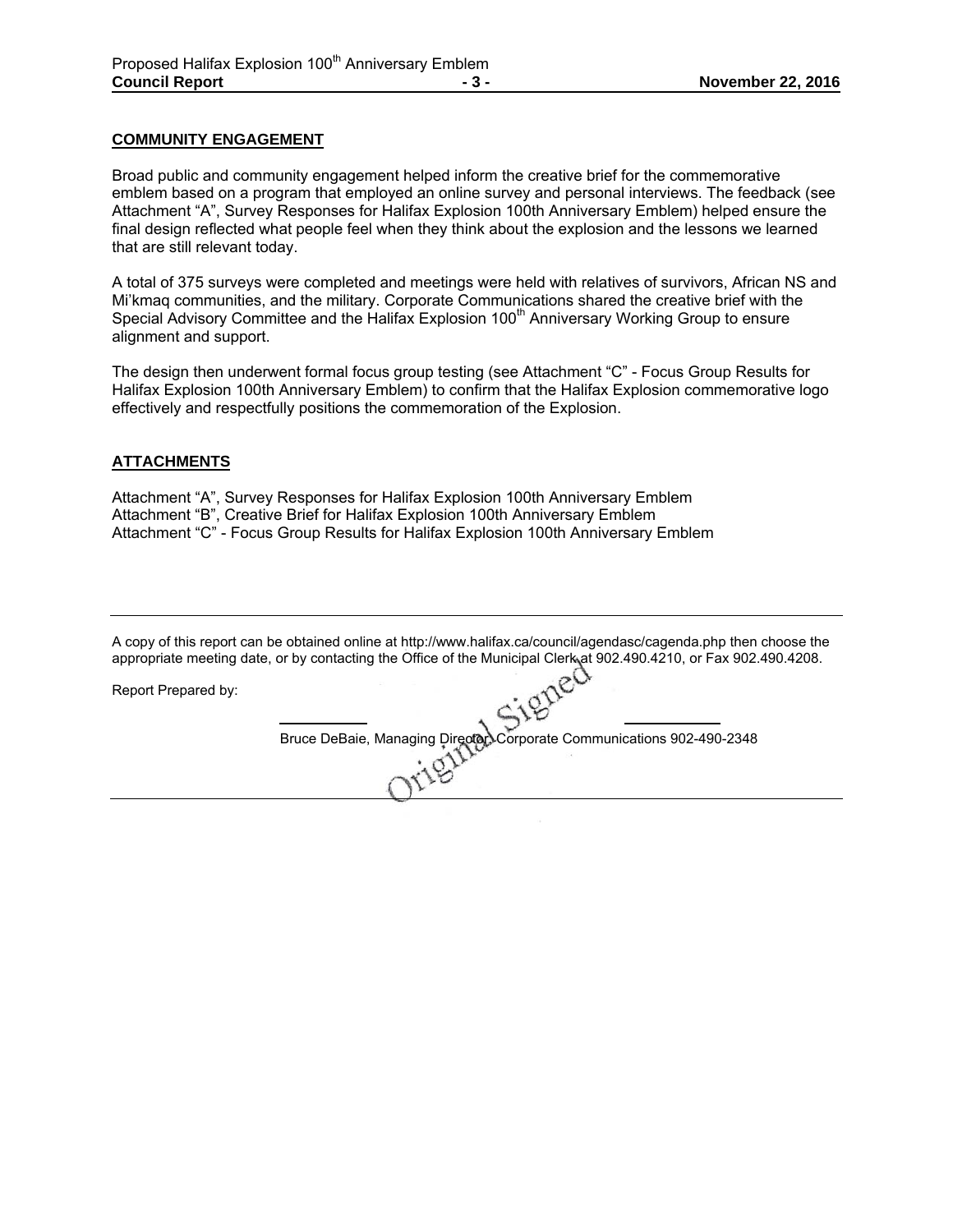## COMMUNITY ENGAGEMENT

Broad public and community engagement helped inform the creative brief for the commemorative emblem based on a program that employed an online survey and personal interviews. The feedback (see Attachment "A", Survey Responses for Halifax Explosion 100th Anniversary Emblem) helped ensure the final design reflected what people feel when they think about the explosion and the lessons we learned that are still relevant today.

A total of 375 surveys were completed and meetings were held with relatives of survivors, African NS and Mi'kmaq communities, and the military. Corporate Communications shared the creative brief with the Special Advisory Committee and the Halifax Explosion 100th Anniversary Working Group to ensure alignment and support.

The design then underwent formal focus group testing (see Attachment "C" - Focus Group Results for Halifax Explosion 100th Anniversary Emblem) to confirm that the Halifax Explosion commemorative logo effectively and respectfully positions the commemoration of the Explosion.

## ATTACHMENTS

Attachment "A", Survey Responses for Halifax Explosion 100th Anniversary Emblem
Attachment "B", Creative Brief for Halifax Explosion 100th Anniversary Emblem
Attachment "C" - Focus Group Results for Halifax Explosion 100th Anniversary Emblem

---

A copy of this report can be obtained online at http://www.halifax.ca/council/agendasc/cagenda.php then choose the appropriate meeting date, or by contacting the Office of the Municipal Clerk at 902.490.4210, or Fax 902.490.4208.

Report Prepared by:

Original Signed

Bruce DeBaie, Managing Director, Corporate Communications 902-490-2348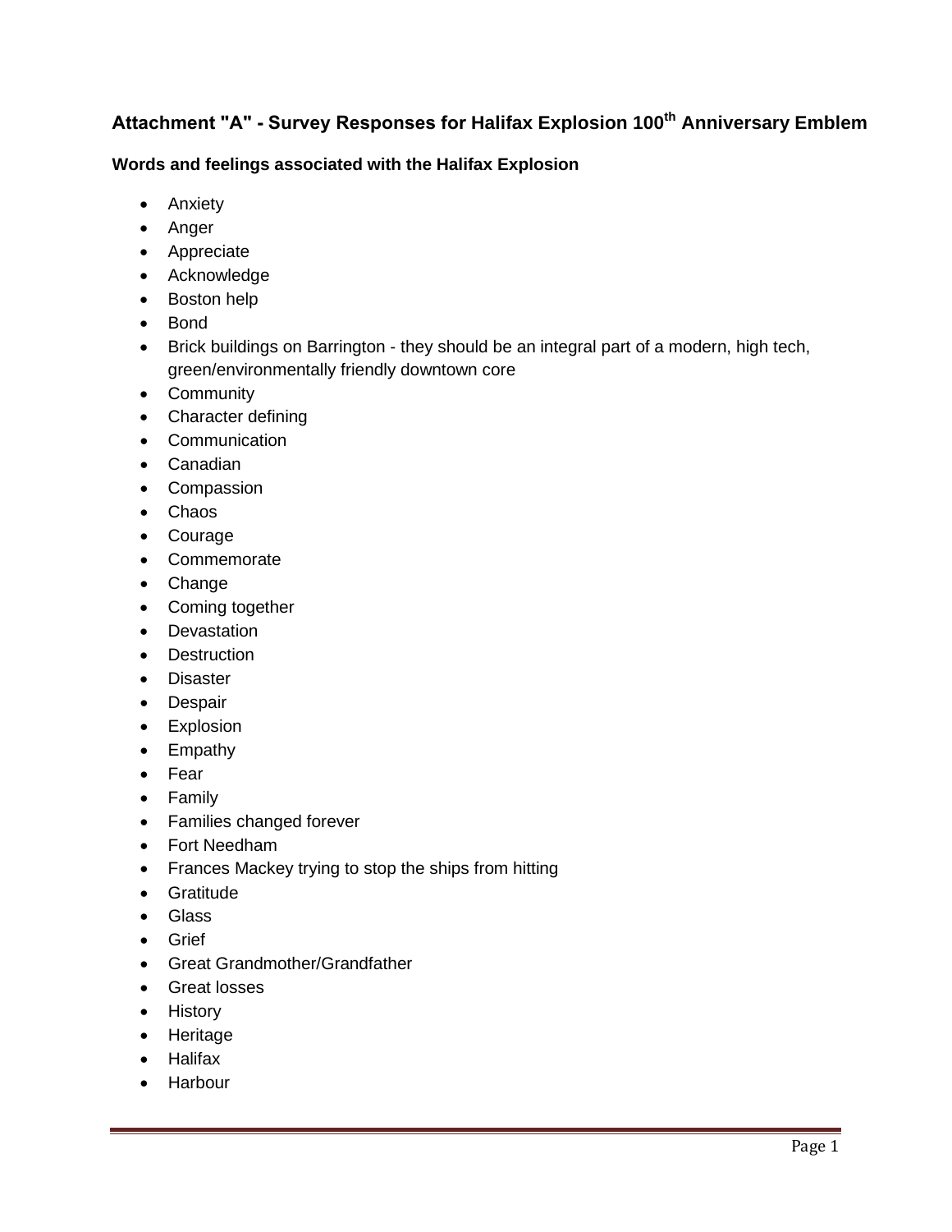## Attachment "A" - Survey Responses for Halifax Explosion 100th Anniversary Emblem

### Words and feelings associated with the Halifax Explosion

- Anxiety
- Anger
- Appreciate
- Acknowledge
- Boston help
- Bond
- Brick buildings on Barrington - they should be an integral part of a modern, high tech, green/environmentally friendly downtown core
- Community
- Character defining
- Communication
- Canadian
- Compassion
- Chaos
- Courage
- Commemorate
- Change
- Coming together
- Devastation
- Destruction
- Disaster
- Despair
- Explosion
- Empathy
- Fear
- Family
- Families changed forever
- Fort Needham
- Frances Mackey trying to stop the ships from hitting
- Gratitude
- Glass
- Grief
- Great Grandmother/Grandfather
- Great losses
- History
- Heritage
- Halifax
- Harbour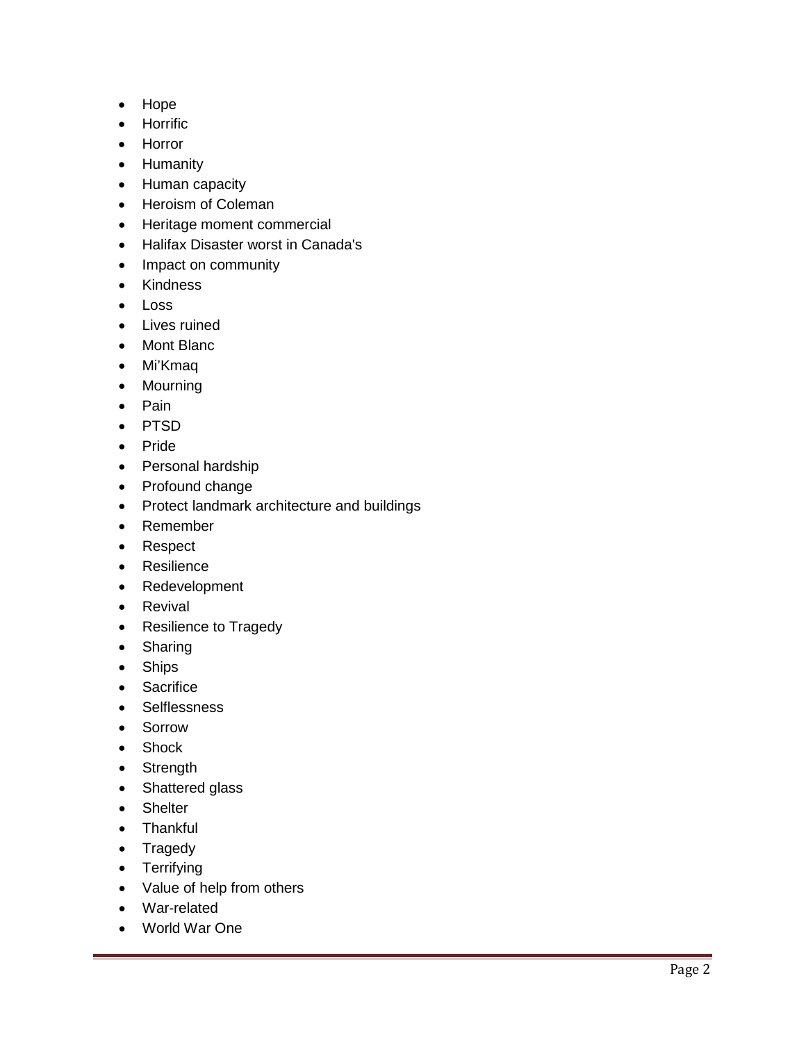- Hope
- Horrific
- Horror
- Humanity
- Human capacity
- Heroism of Coleman
- Heritage moment commercial
- Halifax Disaster worst in Canada's
- Impact on community
- Kindness
- Loss
- Lives ruined
- Mont Blanc
- Mi'Kmaq
- Mourning
- Pain
- PTSD
- Pride
- Personal hardship
- Profound change
- Protect landmark architecture and buildings
- Remember
- Respect
- Resilience
- Redevelopment
- Revival
- Resilience to Tragedy
- Sharing
- Ships
- Sacrifice
- Selflessness
- Sorrow
- Shock
- Strength
- Shattered glass
- Shelter
- Thankful
- Tragedy
- Terrifying
- Value of help from others
- War-related
- World War One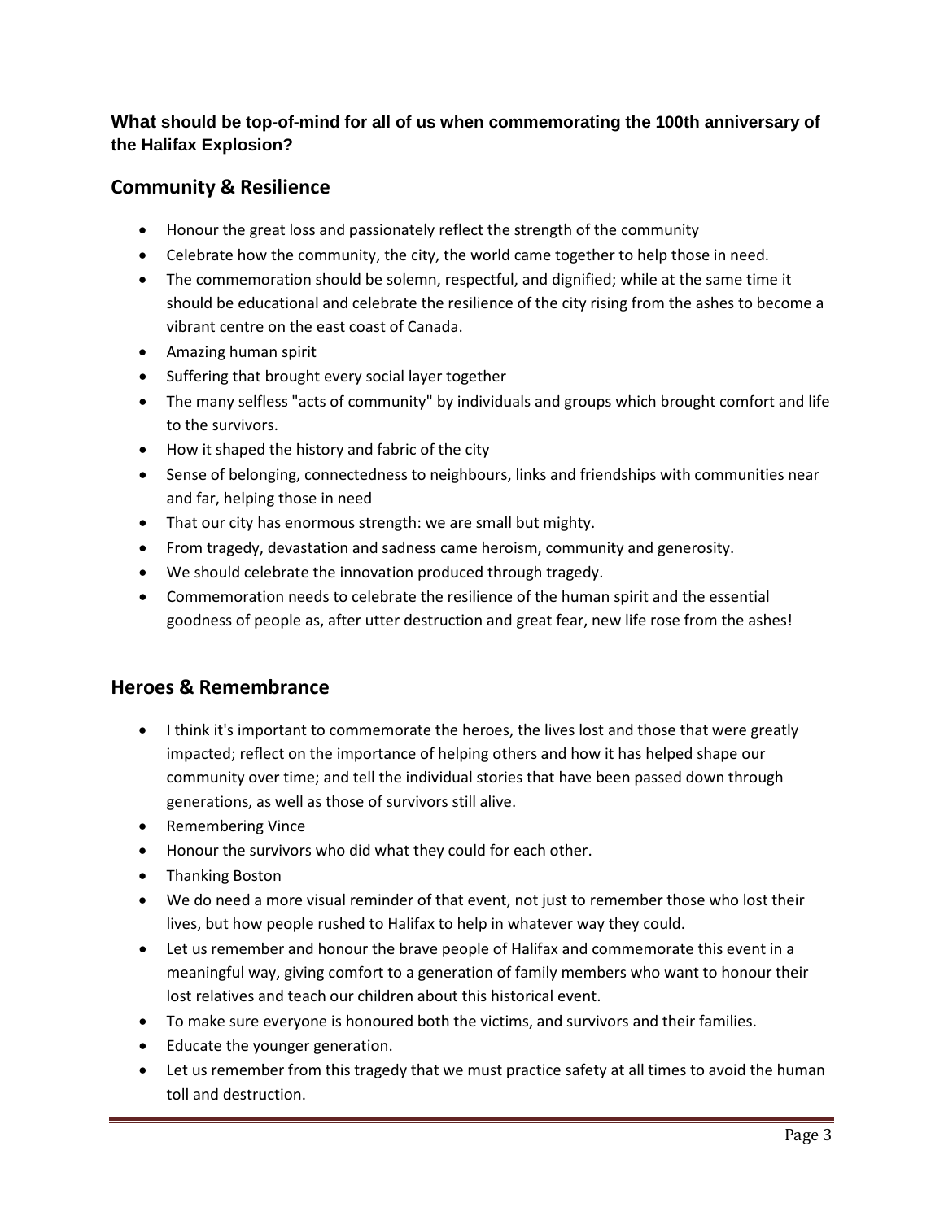**What should be top-of-mind for all of us when commemorating the 100th anniversary of the Halifax Explosion?**

## Community & Resilience

- Honour the great loss and passionately reflect the strength of the community
- Celebrate how the community, the city, the world came together to help those in need.
- The commemoration should be solemn, respectful, and dignified; while at the same time it should be educational and celebrate the resilience of the city rising from the ashes to become a vibrant centre on the east coast of Canada.
- Amazing human spirit
- Suffering that brought every social layer together
- The many selfless "acts of community" by individuals and groups which brought comfort and life to the survivors.
- How it shaped the history and fabric of the city
- Sense of belonging, connectedness to neighbours, links and friendships with communities near and far, helping those in need
- That our city has enormous strength: we are small but mighty.
- From tragedy, devastation and sadness came heroism, community and generosity.
- We should celebrate the innovation produced through tragedy.
- Commemoration needs to celebrate the resilience of the human spirit and the essential goodness of people as, after utter destruction and great fear, new life rose from the ashes!

## Heroes & Remembrance

- I think it's important to commemorate the heroes, the lives lost and those that were greatly impacted; reflect on the importance of helping others and how it has helped shape our community over time; and tell the individual stories that have been passed down through generations, as well as those of survivors still alive.
- Remembering Vince
- Honour the survivors who did what they could for each other.
- Thanking Boston
- We do need a more visual reminder of that event, not just to remember those who lost their lives, but how people rushed to Halifax to help in whatever way they could.
- Let us remember and honour the brave people of Halifax and commemorate this event in a meaningful way, giving comfort to a generation of family members who want to honour their lost relatives and teach our children about this historical event.
- To make sure everyone is honoured both the victims, and survivors and their families.
- Educate the younger generation.
- Let us remember from this tragedy that we must practice safety at all times to avoid the human toll and destruction.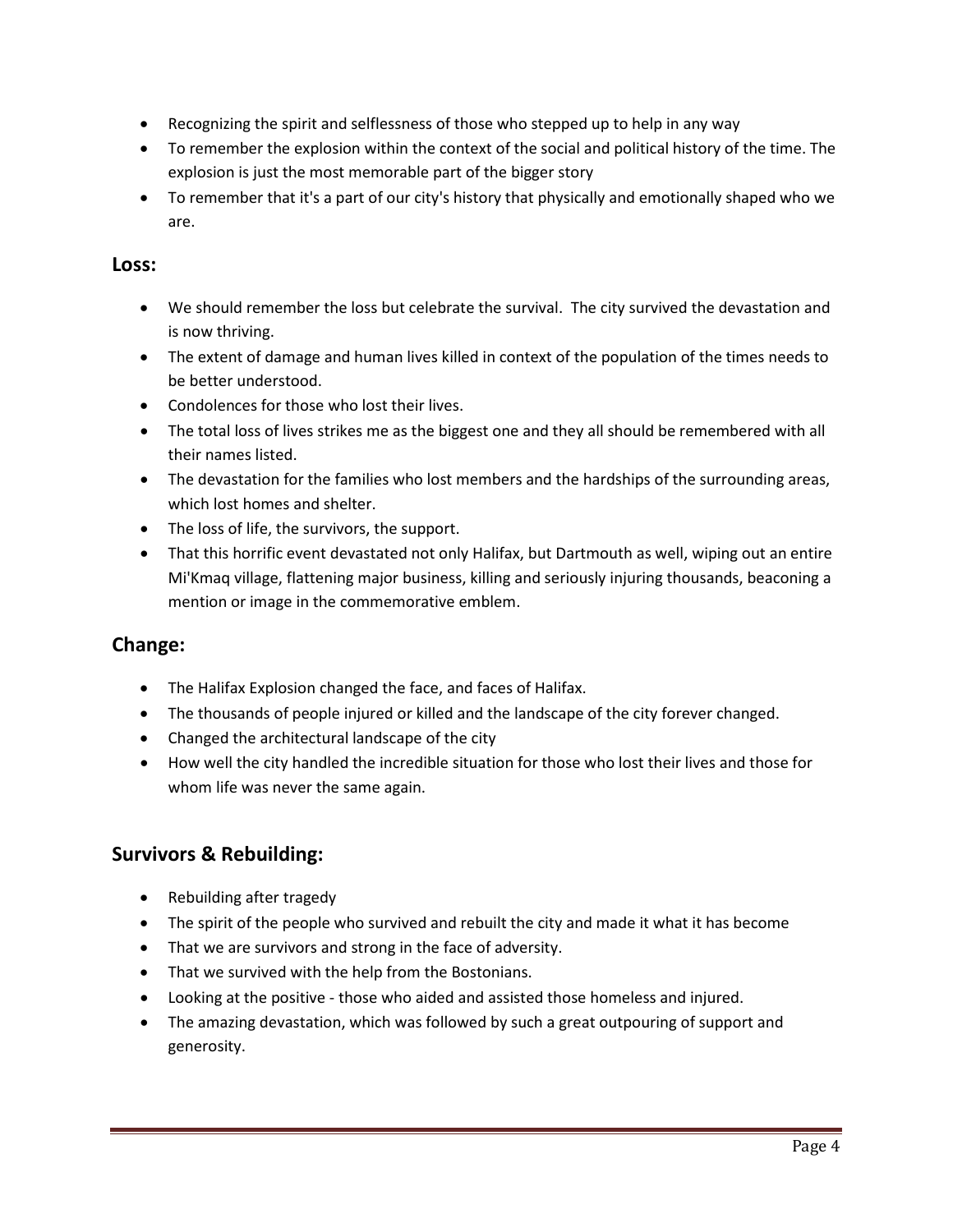- Recognizing the spirit and selflessness of those who stepped up to help in any way
- To remember the explosion within the context of the social and political history of the time. The explosion is just the most memorable part of the bigger story
- To remember that it's a part of our city's history that physically and emotionally shaped who we are.

## Loss:

- We should remember the loss but celebrate the survival. The city survived the devastation and is now thriving.
- The extent of damage and human lives killed in context of the population of the times needs to be better understood.
- Condolences for those who lost their lives.
- The total loss of lives strikes me as the biggest one and they all should be remembered with all their names listed.
- The devastation for the families who lost members and the hardships of the surrounding areas, which lost homes and shelter.
- The loss of life, the survivors, the support.
- That this horrific event devastated not only Halifax, but Dartmouth as well, wiping out an entire Mi'Kmaq village, flattening major business, killing and seriously injuring thousands, beaconing a mention or image in the commemorative emblem.

## Change:

- The Halifax Explosion changed the face, and faces of Halifax.
- The thousands of people injured or killed and the landscape of the city forever changed.
- Changed the architectural landscape of the city
- How well the city handled the incredible situation for those who lost their lives and those for whom life was never the same again.

## Survivors & Rebuilding:

- Rebuilding after tragedy
- The spirit of the people who survived and rebuilt the city and made it what it has become
- That we are survivors and strong in the face of adversity.
- That we survived with the help from the Bostonians.
- Looking at the positive - those who aided and assisted those homeless and injured.
- The amazing devastation, which was followed by such a great outpouring of support and generosity.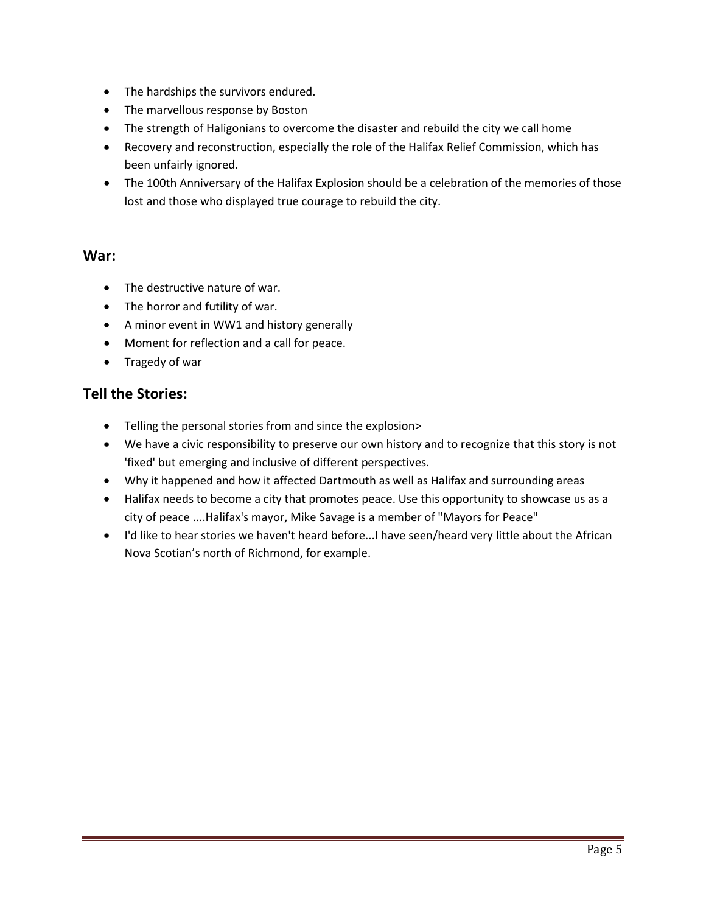- The hardships the survivors endured.
- The marvellous response by Boston
- The strength of Haligonians to overcome the disaster and rebuild the city we call home
- Recovery and reconstruction, especially the role of the Halifax Relief Commission, which has been unfairly ignored.
- The 100th Anniversary of the Halifax Explosion should be a celebration of the memories of those lost and those who displayed true courage to rebuild the city.

## War:

- The destructive nature of war.
- The horror and futility of war.
- A minor event in WW1 and history generally
- Moment for reflection and a call for peace.
- Tragedy of war

## Tell the Stories:

- Telling the personal stories from and since the explosion>
- We have a civic responsibility to preserve our own history and to recognize that this story is not 'fixed' but emerging and inclusive of different perspectives.
- Why it happened and how it affected Dartmouth as well as Halifax and surrounding areas
- Halifax needs to become a city that promotes peace. Use this opportunity to showcase us as a city of peace ....Halifax's mayor, Mike Savage is a member of "Mayors for Peace"
- I'd like to hear stories we haven't heard before...I have seen/heard very little about the African Nova Scotian's north of Richmond, for example.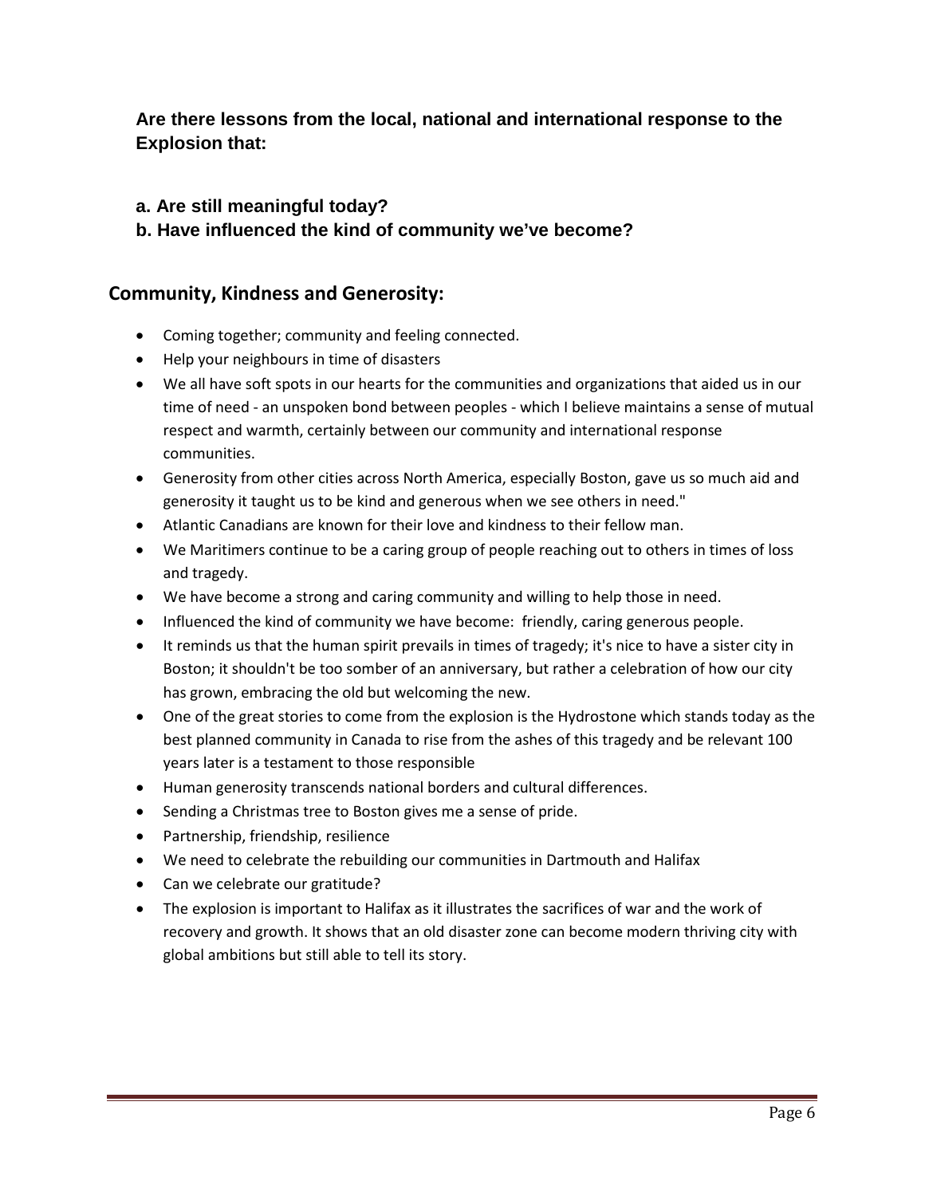**Are there lessons from the local, national and international response to the Explosion that:**

**a. Are still meaningful today?**
**b. Have influenced the kind of community we've become?**

## Community, Kindness and Generosity:

- Coming together; community and feeling connected.
- Help your neighbours in time of disasters
- We all have soft spots in our hearts for the communities and organizations that aided us in our time of need - an unspoken bond between peoples - which I believe maintains a sense of mutual respect and warmth, certainly between our community and international response communities.
- Generosity from other cities across North America, especially Boston, gave us so much aid and generosity it taught us to be kind and generous when we see others in need."
- Atlantic Canadians are known for their love and kindness to their fellow man.
- We Maritimers continue to be a caring group of people reaching out to others in times of loss and tragedy.
- We have become a strong and caring community and willing to help those in need.
- Influenced the kind of community we have become: friendly, caring generous people.
- It reminds us that the human spirit prevails in times of tragedy; it's nice to have a sister city in Boston; it shouldn't be too somber of an anniversary, but rather a celebration of how our city has grown, embracing the old but welcoming the new.
- One of the great stories to come from the explosion is the Hydrostone which stands today as the best planned community in Canada to rise from the ashes of this tragedy and be relevant 100 years later is a testament to those responsible
- Human generosity transcends national borders and cultural differences.
- Sending a Christmas tree to Boston gives me a sense of pride.
- Partnership, friendship, resilience
- We need to celebrate the rebuilding our communities in Dartmouth and Halifax
- Can we celebrate our gratitude?
- The explosion is important to Halifax as it illustrates the sacrifices of war and the work of recovery and growth. It shows that an old disaster zone can become modern thriving city with global ambitions but still able to tell its story.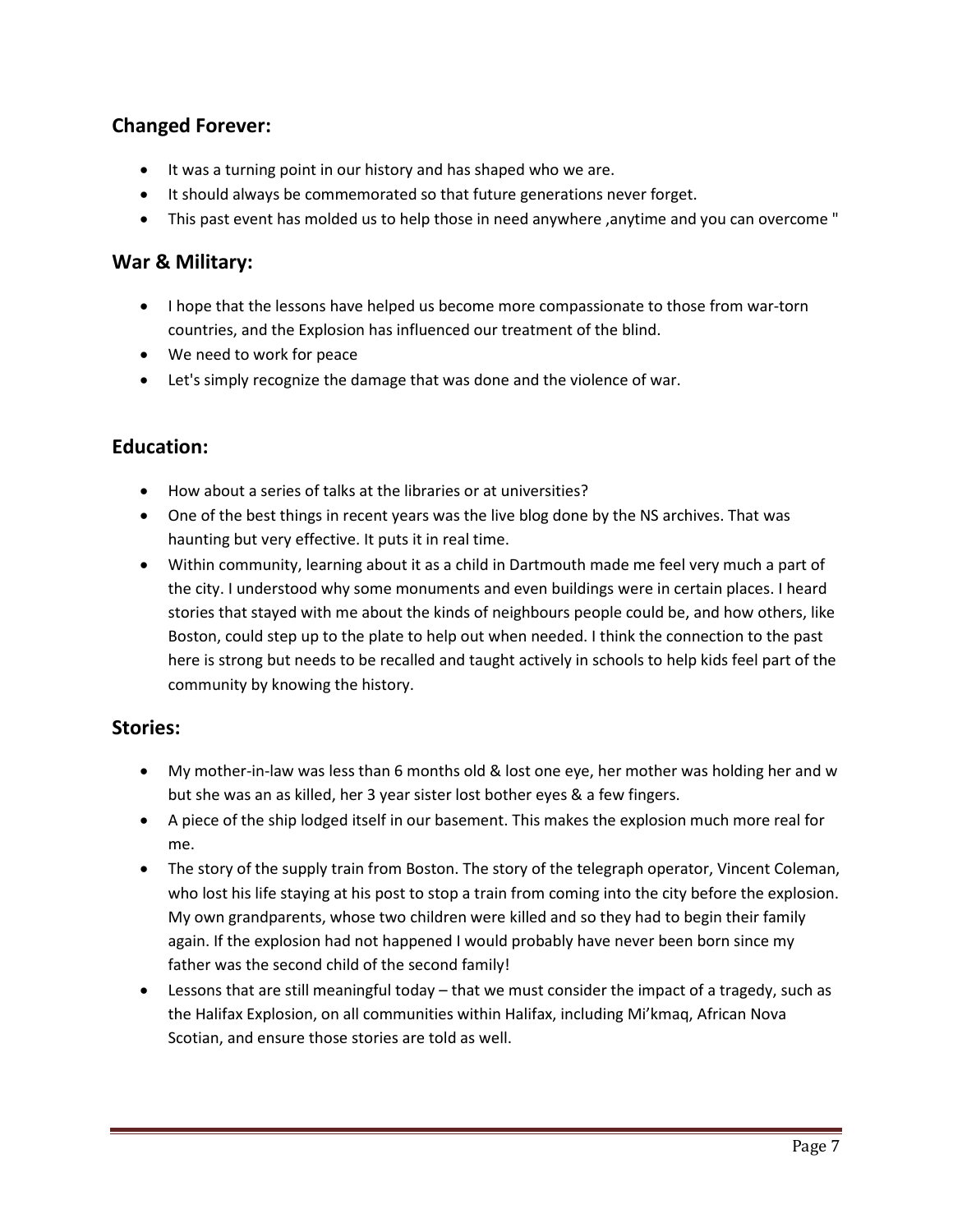## Changed Forever:

- It was a turning point in our history and has shaped who we are.
- It should always be commemorated so that future generations never forget.
- This past event has molded us to help those in need anywhere ,anytime and you can overcome "

## War & Military:

- I hope that the lessons have helped us become more compassionate to those from war-torn countries, and the Explosion has influenced our treatment of the blind.
- We need to work for peace
- Let's simply recognize the damage that was done and the violence of war.

## Education:

- How about a series of talks at the libraries or at universities?
- One of the best things in recent years was the live blog done by the NS archives. That was haunting but very effective. It puts it in real time.
- Within community, learning about it as a child in Dartmouth made me feel very much a part of the city. I understood why some monuments and even buildings were in certain places. I heard stories that stayed with me about the kinds of neighbours people could be, and how others, like Boston, could step up to the plate to help out when needed. I think the connection to the past here is strong but needs to be recalled and taught actively in schools to help kids feel part of the community by knowing the history.

## Stories:

- My mother-in-law was less than 6 months old & lost one eye, her mother was holding her and w but she was an as killed, her 3 year sister lost bother eyes & a few fingers.
- A piece of the ship lodged itself in our basement. This makes the explosion much more real for me.
- The story of the supply train from Boston. The story of the telegraph operator, Vincent Coleman, who lost his life staying at his post to stop a train from coming into the city before the explosion. My own grandparents, whose two children were killed and so they had to begin their family again. If the explosion had not happened I would probably have never been born since my father was the second child of the second family!
- Lessons that are still meaningful today – that we must consider the impact of a tragedy, such as the Halifax Explosion, on all communities within Halifax, including Mi'kmaq, African Nova Scotian, and ensure those stories are told as well.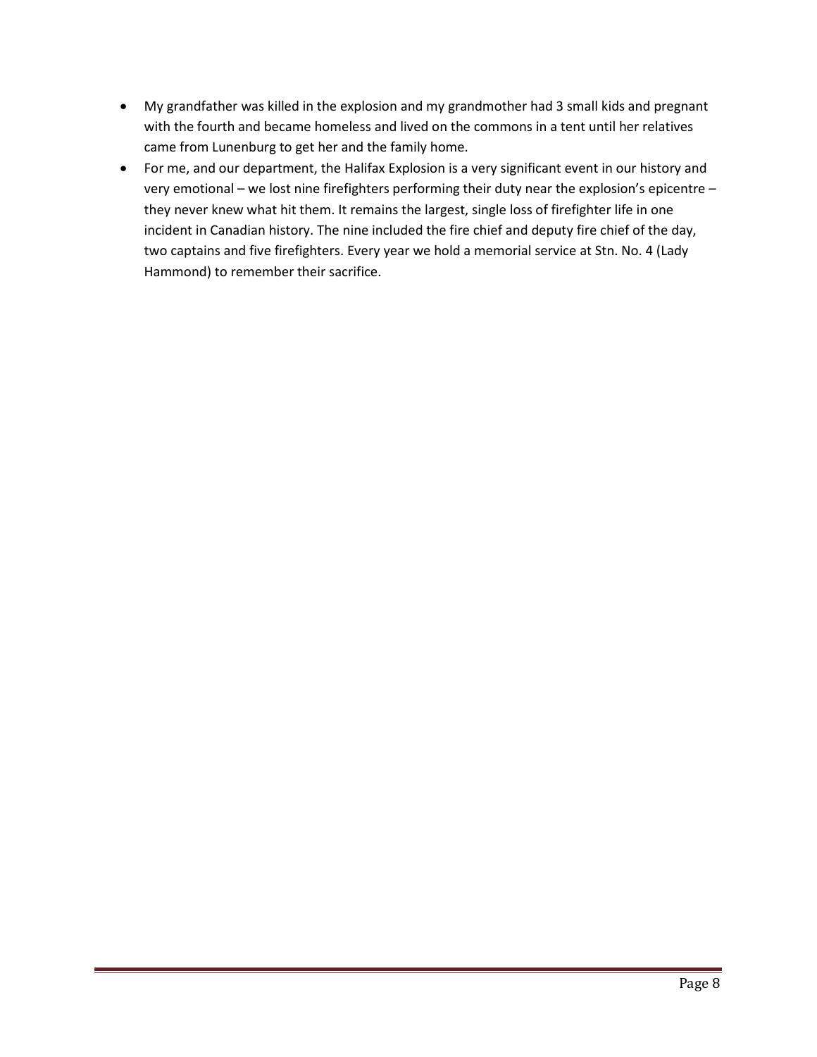- My grandfather was killed in the explosion and my grandmother had 3 small kids and pregnant with the fourth and became homeless and lived on the commons in a tent until her relatives came from Lunenburg to get her and the family home.
- For me, and our department, the Halifax Explosion is a very significant event in our history and very emotional – we lost nine firefighters performing their duty near the explosion's epicentre – they never knew what hit them. It remains the largest, single loss of firefighter life in one incident in Canadian history. The nine included the fire chief and deputy fire chief of the day, two captains and five firefighters. Every year we hold a memorial service at Stn. No. 4 (Lady Hammond) to remember their sacrifice.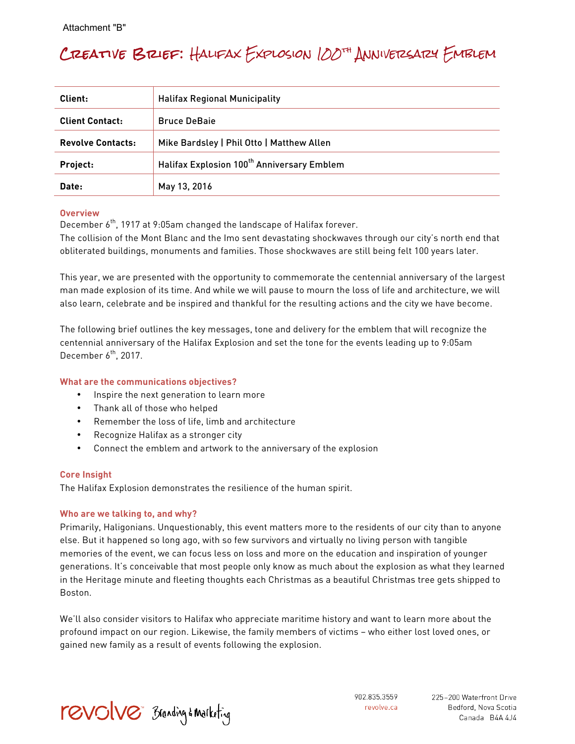Attachment "B"

# Creative Brief: Halifax Explosion 100th Anniversary Emblem

| Client: | Halifax Regional Municipality |
|---|---|
| Client Contact: | Bruce DeBaie |
| Revolve Contacts: | Mike Bardsley \| Phil Otto \| Matthew Allen |
| Project: | Halifax Explosion 100th Anniversary Emblem |
| Date: | May 13, 2016 |

### Overview

December 6th, 1917 at 9:05am changed the landscape of Halifax forever.
The collision of the Mont Blanc and the Imo sent devastating shockwaves through our city's north end that obliterated buildings, monuments and families. Those shockwaves are still being felt 100 years later.

This year, we are presented with the opportunity to commemorate the centennial anniversary of the largest man made explosion of its time. And while we will pause to mourn the loss of life and architecture, we will also learn, celebrate and be inspired and thankful for the resulting actions and the city we have become.

The following brief outlines the key messages, tone and delivery for the emblem that will recognize the centennial anniversary of the Halifax Explosion and set the tone for the events leading up to 9:05am December 6th, 2017.

### What are the communications objectives?

- Inspire the next generation to learn more
- Thank all of those who helped
- Remember the loss of life, limb and architecture
- Recognize Halifax as a stronger city
- Connect the emblem and artwork to the anniversary of the explosion

### Core Insight

The Halifax Explosion demonstrates the resilience of the human spirit.

### Who are we talking to, and why?

Primarily, Haligonians. Unquestionably, this event matters more to the residents of our city than to anyone else. But it happened so long ago, with so few survivors and virtually no living person with tangible memories of the event, we can focus less on loss and more on the education and inspiration of younger generations. It's conceivable that most people only know as much about the explosion as what they learned in the Heritage minute and fleeting thoughts each Christmas as a beautiful Christmas tree gets shipped to Boston.

We'll also consider visitors to Halifax who appreciate maritime history and want to learn more about the profound impact on our region. Likewise, the family members of victims – who either lost loved ones, or gained new family as a result of events following the explosion.

revolve Branding & Marketing

902.835.3559
revolve.ca

225–200 Waterfront Drive
Bedford, Nova Scotia
Canada B4A 4J4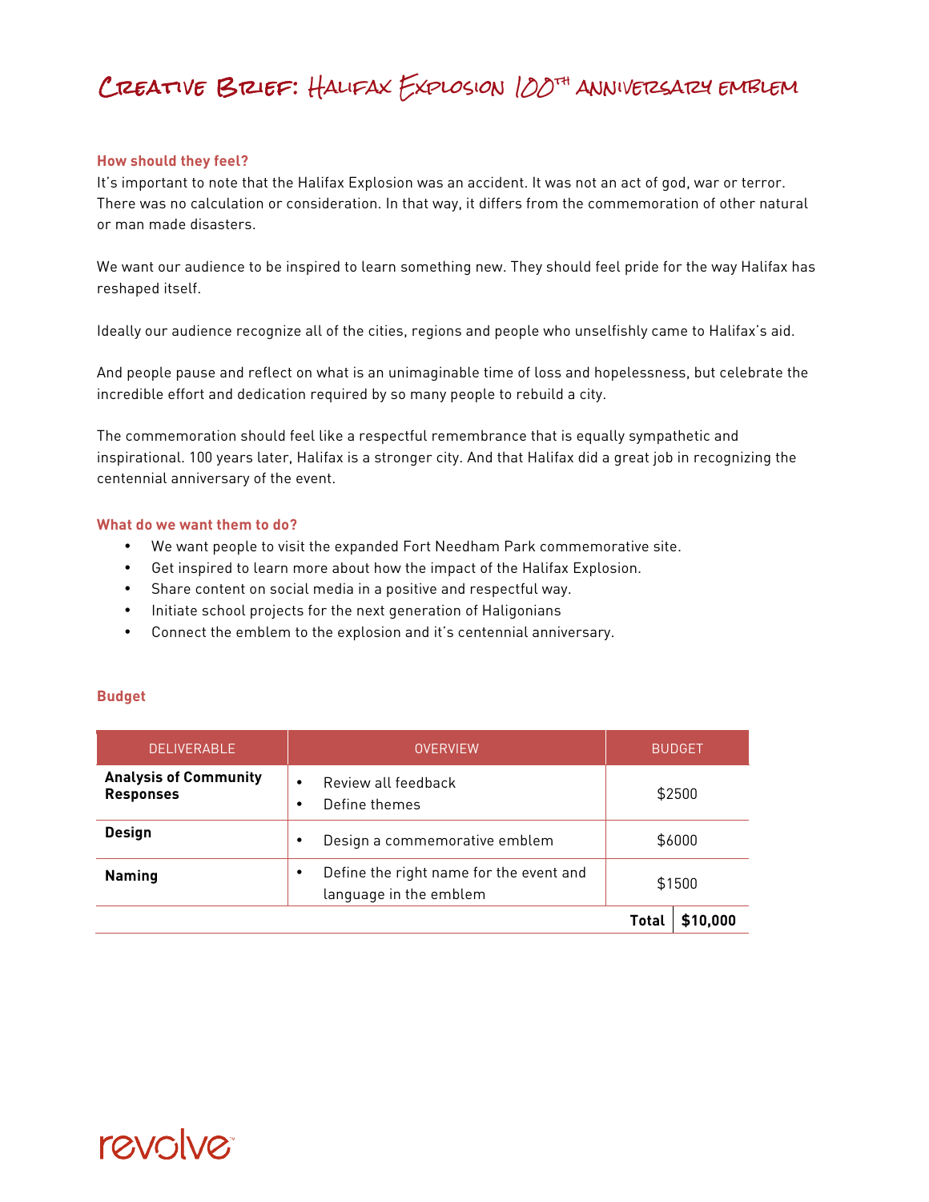# Creative Brief: Halifax Explosion 100th anniversary emblem

### How should they feel?

It's important to note that the Halifax Explosion was an accident. It was not an act of god, war or terror. There was no calculation or consideration. In that way, it differs from the commemoration of other natural or man made disasters.

We want our audience to be inspired to learn something new. They should feel pride for the way Halifax has reshaped itself.

Ideally our audience recognize all of the cities, regions and people who unselfishly came to Halifax's aid.

And people pause and reflect on what is an unimaginable time of loss and hopelessness, but celebrate the incredible effort and dedication required by so many people to rebuild a city.

The commemoration should feel like a respectful remembrance that is equally sympathetic and inspirational. 100 years later, Halifax is a stronger city. And that Halifax did a great job in recognizing the centennial anniversary of the event.

### What do we want them to do?

- We want people to visit the expanded Fort Needham Park commemorative site.
- Get inspired to learn more about how the impact of the Halifax Explosion.
- Share content on social media in a positive and respectful way.
- Initiate school projects for the next generation of Haligonians
- Connect the emblem to the explosion and it's centennial anniversary.

### Budget

| DELIVERABLE | OVERVIEW | BUDGET |
|---|---|---|
| **Analysis of Community Responses** | • Review all feedback<br>• Define themes | $2500 |
| **Design** | • Design a commemorative emblem | $6000 |
| **Naming** | • Define the right name for the event and language in the emblem | $1500 |
| | **Total** | **$10,000** |

revolve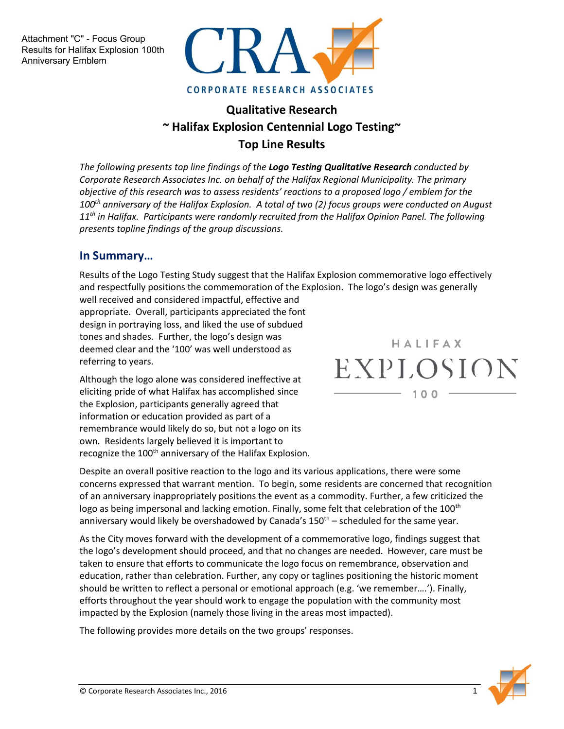Attachment "C" - Focus Group Results for Halifax Explosion 100th Anniversary Emblem

CORPORATE RESEARCH ASSOCIATES

# Qualitative Research
## ~ Halifax Explosion Centennial Logo Testing~
## Top Line Results

*The following presents top line findings of the **Logo Testing Qualitative Research** conducted by Corporate Research Associates Inc. on behalf of the Halifax Regional Municipality. The primary objective of this research was to assess residents' reactions to a proposed logo / emblem for the 100th anniversary of the Halifax Explosion. A total of two (2) focus groups were conducted on August 11th in Halifax. Participants were randomly recruited from the Halifax Opinion Panel. The following presents topline findings of the group discussions.*

## In Summary…

Results of the Logo Testing Study suggest that the Halifax Explosion commemorative logo effectively and respectfully positions the commemoration of the Explosion. The logo's design was generally well received and considered impactful, effective and appropriate. Overall, participants appreciated the font design in portraying loss, and liked the use of subdued tones and shades. Further, the logo's design was deemed clear and the '100' was well understood as referring to years.

HALIFAX
EXPLOSION
100

Although the logo alone was considered ineffective at eliciting pride of what Halifax has accomplished since the Explosion, participants generally agreed that information or education provided as part of a remembrance would likely do so, but not a logo on its own. Residents largely believed it is important to recognize the 100th anniversary of the Halifax Explosion.

Despite an overall positive reaction to the logo and its various applications, there were some concerns expressed that warrant mention. To begin, some residents are concerned that recognition of an anniversary inappropriately positions the event as a commodity. Further, a few criticized the logo as being impersonal and lacking emotion. Finally, some felt that celebration of the 100th anniversary would likely be overshadowed by Canada's 150th – scheduled for the same year.

As the City moves forward with the development of a commemorative logo, findings suggest that the logo's development should proceed, and that no changes are needed. However, care must be taken to ensure that efforts to communicate the logo focus on remembrance, observation and education, rather than celebration. Further, any copy or taglines positioning the historic moment should be written to reflect a personal or emotional approach (e.g. 'we remember….'). Finally, efforts throughout the year should work to engage the population with the community most impacted by the Explosion (namely those living in the areas most impacted).

The following provides more details on the two groups' responses.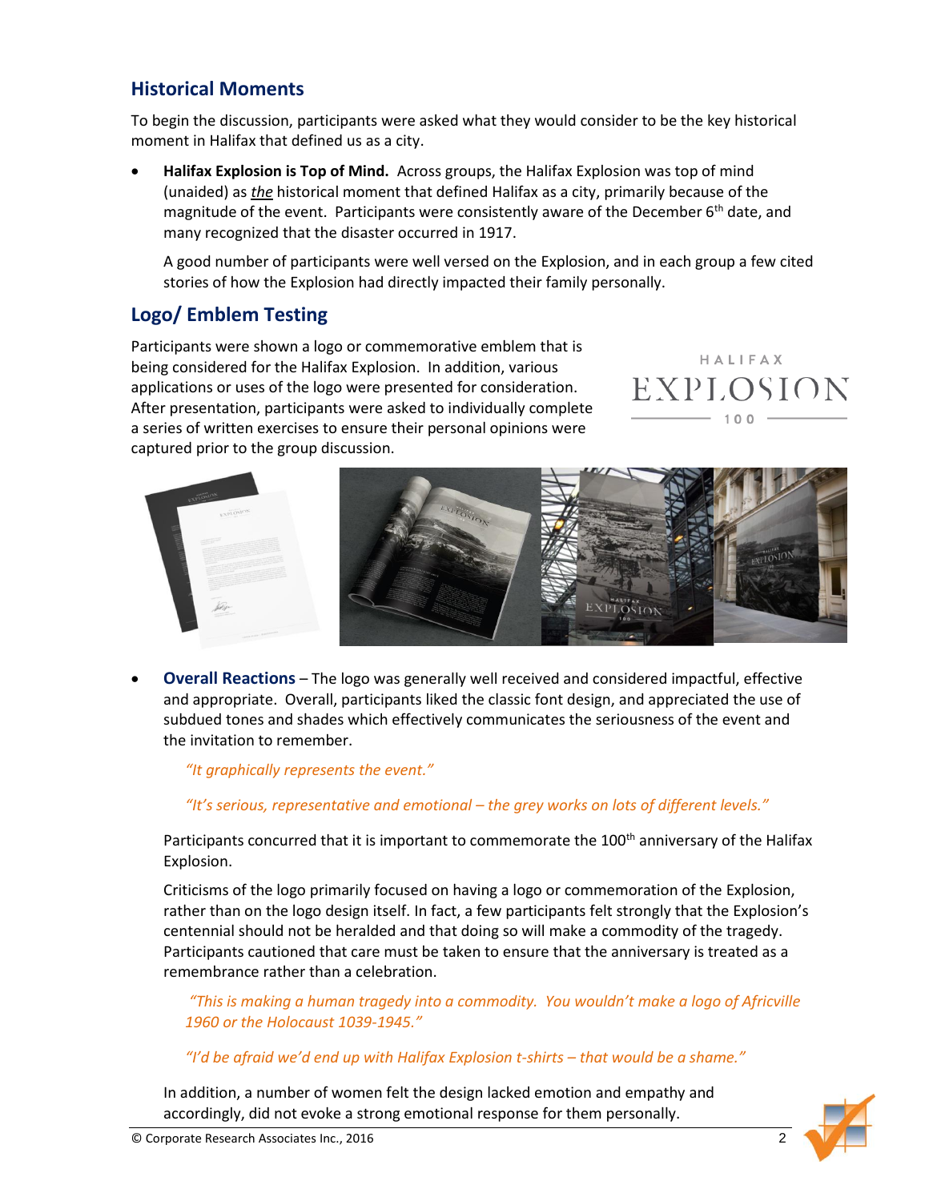## Historical Moments

To begin the discussion, participants were asked what they would consider to be the key historical moment in Halifax that defined us as a city.

- **Halifax Explosion is Top of Mind.** Across groups, the Halifax Explosion was top of mind (unaided) as *the* historical moment that defined Halifax as a city, primarily because of the magnitude of the event. Participants were consistently aware of the December 6th date, and many recognized that the disaster occurred in 1917.

  A good number of participants were well versed on the Explosion, and in each group a few cited stories of how the Explosion had directly impacted their family personally.

## Logo/ Emblem Testing

Participants were shown a logo or commemorative emblem that is being considered for the Halifax Explosion. In addition, various applications or uses of the logo were presented for consideration. After presentation, participants were asked to individually complete a series of written exercises to ensure their personal opinions were captured prior to the group discussion.

- **Overall Reactions** – The logo was generally well received and considered impactful, effective and appropriate. Overall, participants liked the classic font design, and appreciated the use of subdued tones and shades which effectively communicates the seriousness of the event and the invitation to remember.

  *"It graphically represents the event."*

  *"It's serious, representative and emotional – the grey works on lots of different levels."*

  Participants concurred that it is important to commemorate the 100th anniversary of the Halifax Explosion.

  Criticisms of the logo primarily focused on having a logo or commemoration of the Explosion, rather than on the logo design itself. In fact, a few participants felt strongly that the Explosion's centennial should not be heralded and that doing so will make a commodity of the tragedy. Participants cautioned that care must be taken to ensure that the anniversary is treated as a remembrance rather than a celebration.

  *"This is making a human tragedy into a commodity. You wouldn't make a logo of Africville 1960 or the Holocaust 1039-1945."*

  *"I'd be afraid we'd end up with Halifax Explosion t-shirts – that would be a shame."*

  In addition, a number of women felt the design lacked emotion and empathy and accordingly, did not evoke a strong emotional response for them personally.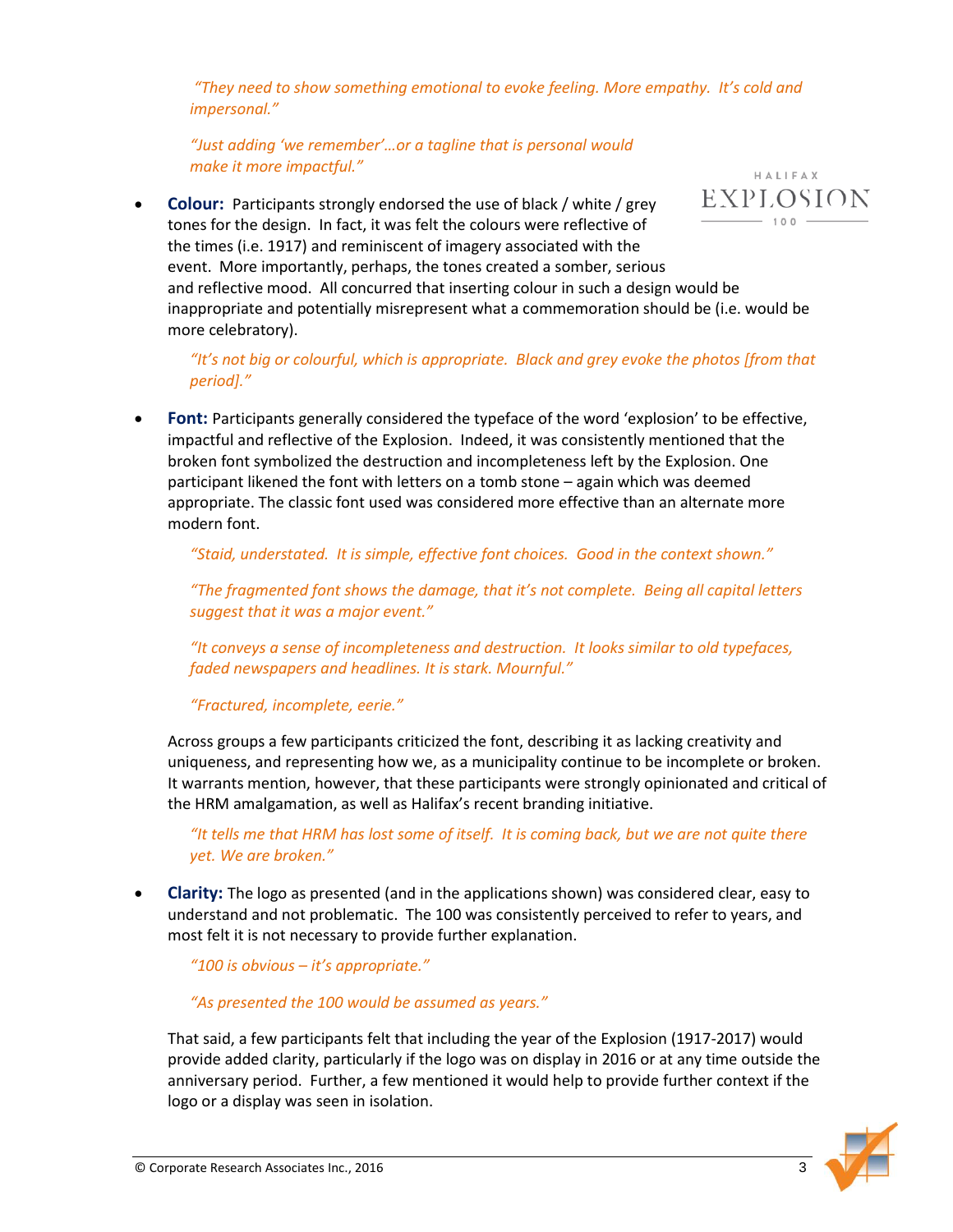*"They need to show something emotional to evoke feeling. More empathy. It's cold and impersonal."*

*"Just adding 'we remember'…or a tagline that is personal would make it more impactful."*

- **Colour:** Participants strongly endorsed the use of black / white / grey tones for the design. In fact, it was felt the colours were reflective of the times (i.e. 1917) and reminiscent of imagery associated with the event. More importantly, perhaps, the tones created a somber, serious and reflective mood. All concurred that inserting colour in such a design would be inappropriate and potentially misrepresent what a commemoration should be (i.e. would be more celebratory).

  *"It's not big or colourful, which is appropriate. Black and grey evoke the photos [from that period]."*

- **Font:** Participants generally considered the typeface of the word 'explosion' to be effective, impactful and reflective of the Explosion. Indeed, it was consistently mentioned that the broken font symbolized the destruction and incompleteness left by the Explosion. One participant likened the font with letters on a tomb stone – again which was deemed appropriate. The classic font used was considered more effective than an alternate more modern font.

  *"Staid, understated. It is simple, effective font choices. Good in the context shown."*

  *"The fragmented font shows the damage, that it's not complete. Being all capital letters suggest that it was a major event."*

  *"It conveys a sense of incompleteness and destruction. It looks similar to old typefaces, faded newspapers and headlines. It is stark. Mournful."*

  *"Fractured, incomplete, eerie."*

  Across groups a few participants criticized the font, describing it as lacking creativity and uniqueness, and representing how we, as a municipality continue to be incomplete or broken. It warrants mention, however, that these participants were strongly opinionated and critical of the HRM amalgamation, as well as Halifax's recent branding initiative.

  *"It tells me that HRM has lost some of itself. It is coming back, but we are not quite there yet. We are broken."*

- **Clarity:** The logo as presented (and in the applications shown) was considered clear, easy to understand and not problematic. The 100 was consistently perceived to refer to years, and most felt it is not necessary to provide further explanation.

  *"100 is obvious – it's appropriate."*

  *"As presented the 100 would be assumed as years."*

  That said, a few participants felt that including the year of the Explosion (1917-2017) would provide added clarity, particularly if the logo was on display in 2016 or at any time outside the anniversary period. Further, a few mentioned it would help to provide further context if the logo or a display was seen in isolation.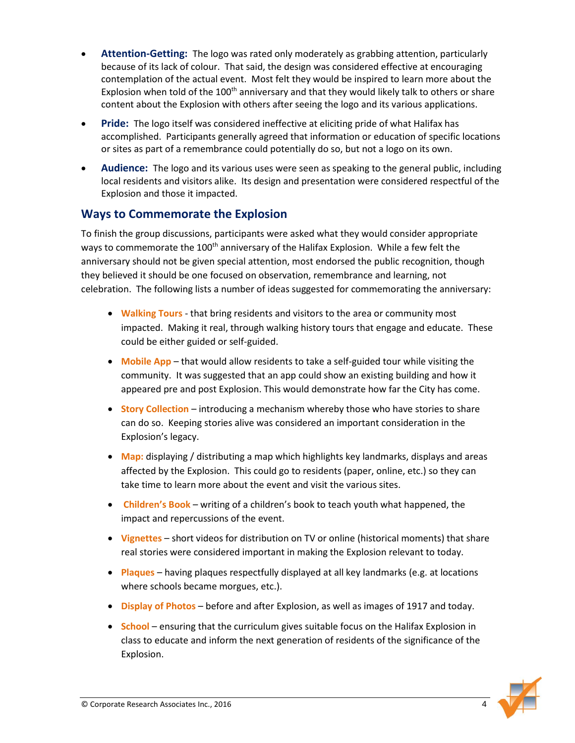- **Attention-Getting:** The logo was rated only moderately as grabbing attention, particularly because of its lack of colour. That said, the design was considered effective at encouraging contemplation of the actual event. Most felt they would be inspired to learn more about the Explosion when told of the 100th anniversary and that they would likely talk to others or share content about the Explosion with others after seeing the logo and its various applications.
- **Pride:** The logo itself was considered ineffective at eliciting pride of what Halifax has accomplished. Participants generally agreed that information or education of specific locations or sites as part of a remembrance could potentially do so, but not a logo on its own.
- **Audience:** The logo and its various uses were seen as speaking to the general public, including local residents and visitors alike. Its design and presentation were considered respectful of the Explosion and those it impacted.

## Ways to Commemorate the Explosion

To finish the group discussions, participants were asked what they would consider appropriate ways to commemorate the 100th anniversary of the Halifax Explosion. While a few felt the anniversary should not be given special attention, most endorsed the public recognition, though they believed it should be one focused on observation, remembrance and learning, not celebration. The following lists a number of ideas suggested for commemorating the anniversary:

- **Walking Tours** - that bring residents and visitors to the area or community most impacted. Making it real, through walking history tours that engage and educate. These could be either guided or self-guided.
- **Mobile App** – that would allow residents to take a self-guided tour while visiting the community. It was suggested that an app could show an existing building and how it appeared pre and post Explosion. This would demonstrate how far the City has come.
- **Story Collection** – introducing a mechanism whereby those who have stories to share can do so. Keeping stories alive was considered an important consideration in the Explosion's legacy.
- **Map:** displaying / distributing a map which highlights key landmarks, displays and areas affected by the Explosion. This could go to residents (paper, online, etc.) so they can take time to learn more about the event and visit the various sites.
- **Children's Book** – writing of a children's book to teach youth what happened, the impact and repercussions of the event.
- **Vignettes** – short videos for distribution on TV or online (historical moments) that share real stories were considered important in making the Explosion relevant to today.
- **Plaques** – having plaques respectfully displayed at all key landmarks (e.g. at locations where schools became morgues, etc.).
- **Display of Photos** – before and after Explosion, as well as images of 1917 and today.
- **School** – ensuring that the curriculum gives suitable focus on the Halifax Explosion in class to educate and inform the next generation of residents of the significance of the Explosion.